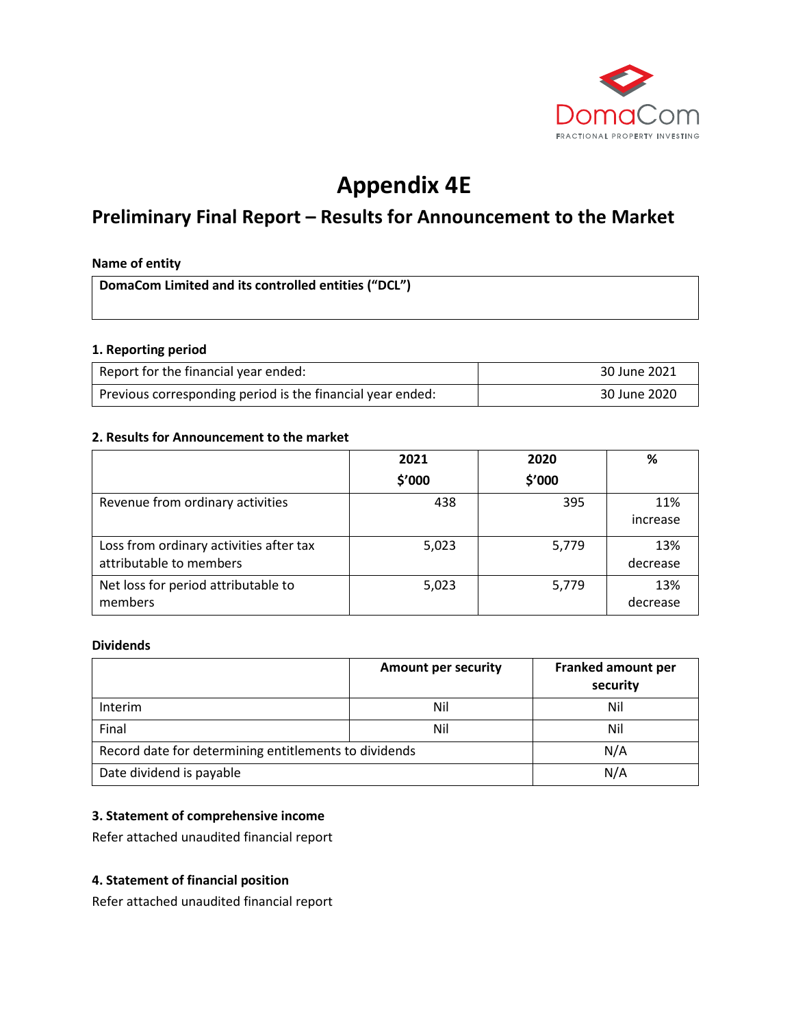# Appendix 4E

## Preliminary Final Report – Results for Announcement to the Market

**Name of entity**

| **DomaCom Limited and its controlled entities ("DCL")** |
|---|

**1. Reporting period**

| | |
|---|---|
| Report for the financial year ended: | 30 June 2021 |
| Previous corresponding period is the financial year ended: | 30 June 2020 |

**2. Results for Announcement to the market**

| | 2021 $'000 | 2020 $'000 | % |
|---|---|---|---|
| Revenue from ordinary activities | 438 | 395 | 11% increase |
| Loss from ordinary activities after tax attributable to members | 5,023 | 5,779 | 13% decrease |
| Net loss for period attributable to members | 5,023 | 5,779 | 13% decrease |

**Dividends**

| | Amount per security | Franked amount per security |
|---|---|---|
| Interim | Nil | Nil |
| Final | Nil | Nil |
| Record date for determining entitlements to dividends | | N/A |
| Date dividend is payable | | N/A |

**3. Statement of comprehensive income**

Refer attached unaudited financial report

**4. Statement of financial position**

Refer attached unaudited financial report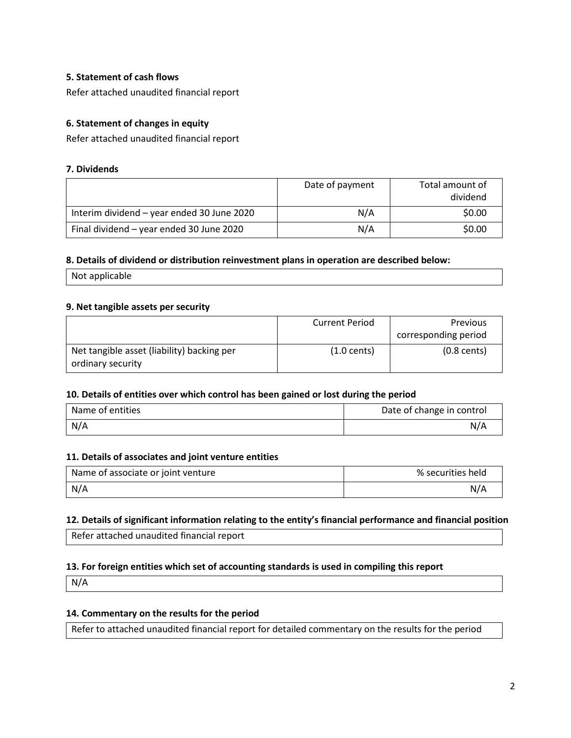### 5. Statement of cash flows

Refer attached unaudited financial report

### 6. Statement of changes in equity

Refer attached unaudited financial report

### 7. Dividends

| | Date of payment | Total amount of dividend |
|---|---|---|
| Interim dividend – year ended 30 June 2020 | N/A | $0.00 |
| Final dividend – year ended 30 June 2020 | N/A | $0.00 |

### 8. Details of dividend or distribution reinvestment plans in operation are described below:

Not applicable

### 9. Net tangible assets per security

| | Current Period | Previous corresponding period |
|---|---|---|
| Net tangible asset (liability) backing per ordinary security | (1.0 cents) | (0.8 cents) |

### 10. Details of entities over which control has been gained or lost during the period

| Name of entities | Date of change in control |
|---|---|
| N/A | N/A |

### 11. Details of associates and joint venture entities

| Name of associate or joint venture | % securities held |
|---|---|
| N/A | N/A |

### 12. Details of significant information relating to the entity's financial performance and financial position

Refer attached unaudited financial report

### 13. For foreign entities which set of accounting standards is used in compiling this report

N/A

### 14. Commentary on the results for the period

Refer to attached unaudited financial report for detailed commentary on the results for the period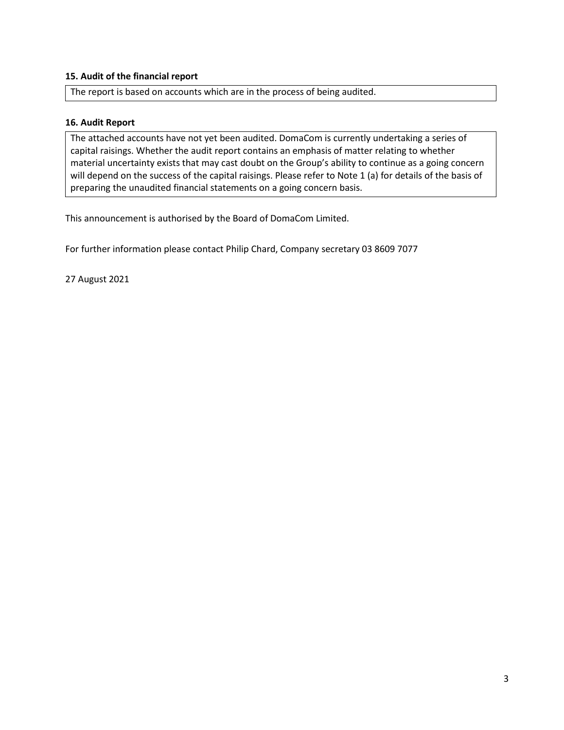### 15. Audit of the financial report

The report is based on accounts which are in the process of being audited.

### 16. Audit Report

The attached accounts have not yet been audited. DomaCom is currently undertaking a series of capital raisings. Whether the audit report contains an emphasis of matter relating to whether material uncertainty exists that may cast doubt on the Group's ability to continue as a going concern will depend on the success of the capital raisings. Please refer to Note 1 (a) for details of the basis of preparing the unaudited financial statements on a going concern basis.

This announcement is authorised by the Board of DomaCom Limited.

For further information please contact Philip Chard, Company secretary 03 8609 7077

27 August 2021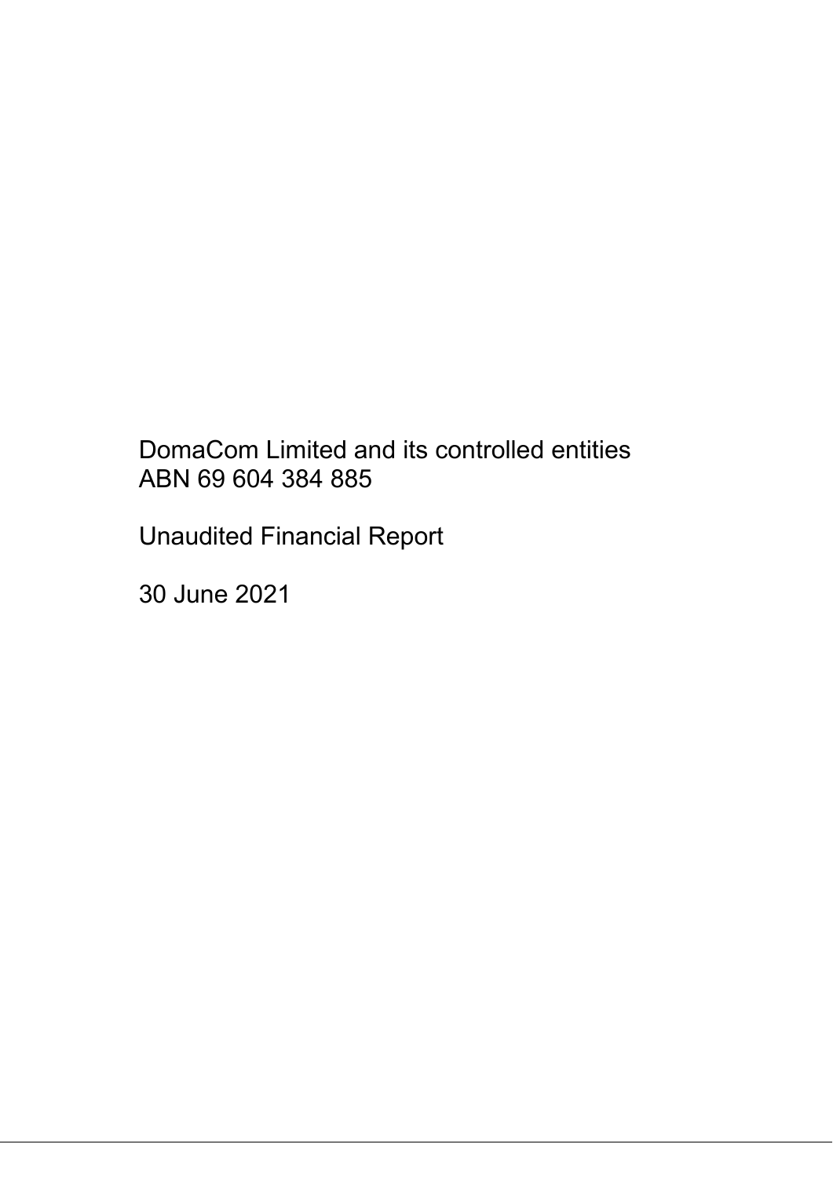DomaCom Limited and its controlled entities
ABN 69 604 384 885

Unaudited Financial Report

30 June 2021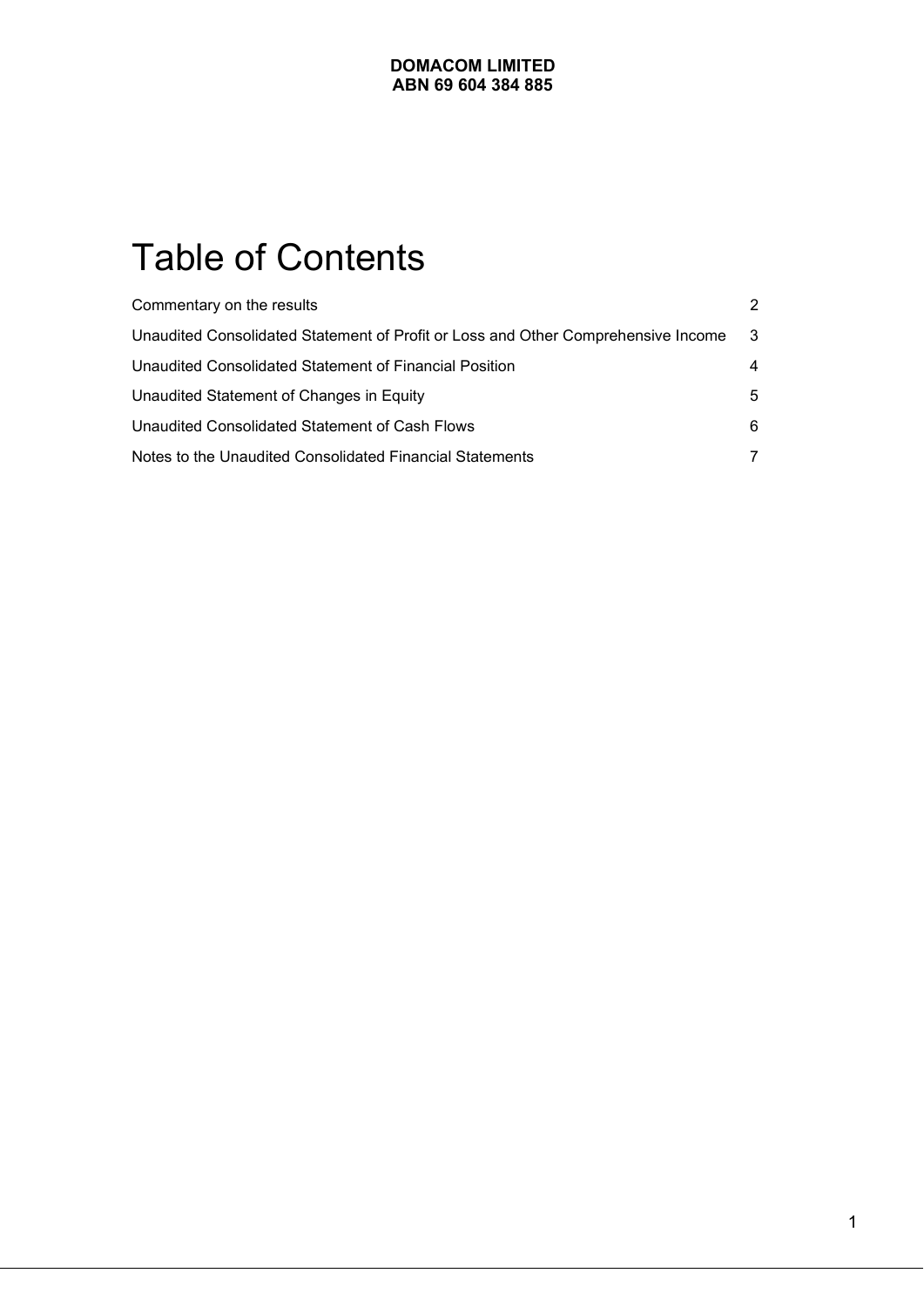**DOMACOM LIMITED**
**ABN 69 604 384 885**

# Table of Contents

| | |
|---|---|
| Commentary on the results | 2 |
| Unaudited Consolidated Statement of Profit or Loss and Other Comprehensive Income | 3 |
| Unaudited Consolidated Statement of Financial Position | 4 |
| Unaudited Statement of Changes in Equity | 5 |
| Unaudited Consolidated Statement of Cash Flows | 6 |
| Notes to the Unaudited Consolidated Financial Statements | 7 |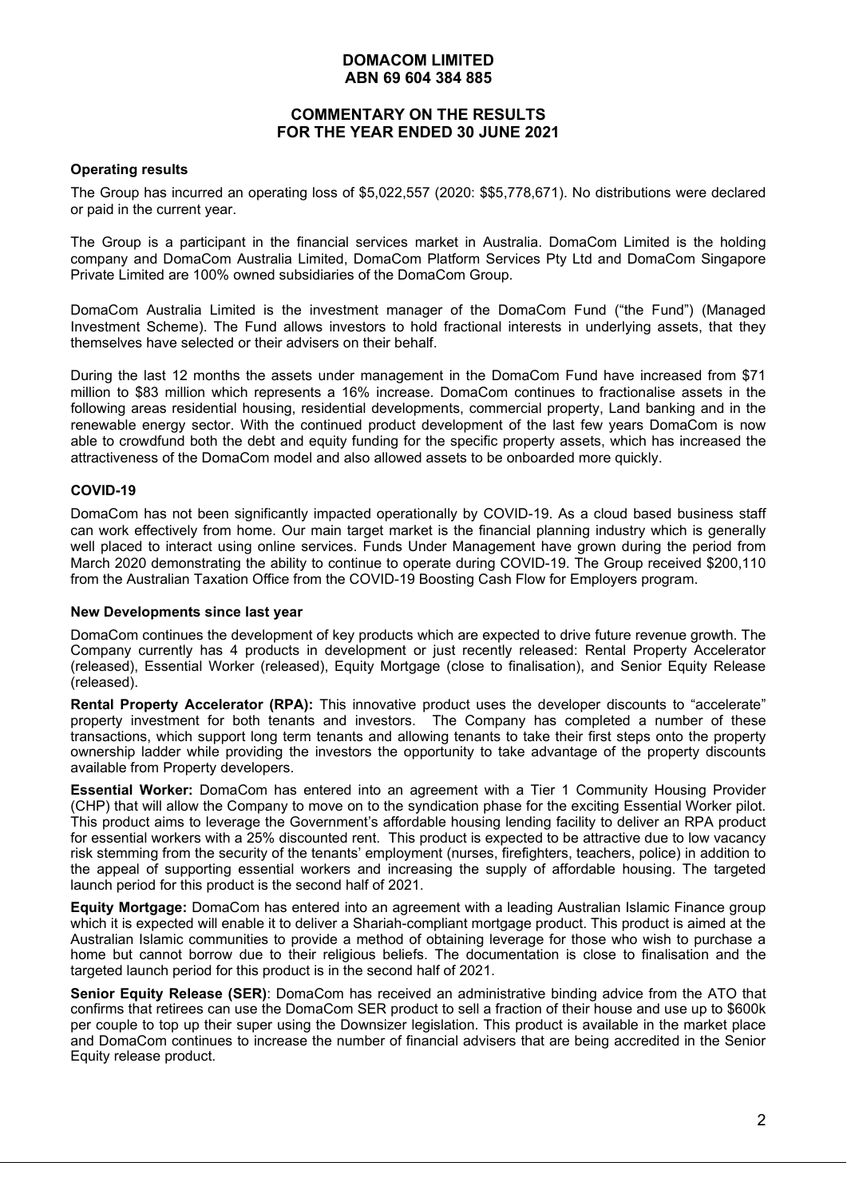# DOMACOM LIMITED
## ABN 69 604 384 885

## COMMENTARY ON THE RESULTS FOR THE YEAR ENDED 30 JUNE 2021

### Operating results

The Group has incurred an operating loss of $5,022,557 (2020: $$5,778,671). No distributions were declared or paid in the current year.

The Group is a participant in the financial services market in Australia. DomaCom Limited is the holding company and DomaCom Australia Limited, DomaCom Platform Services Pty Ltd and DomaCom Singapore Private Limited are 100% owned subsidiaries of the DomaCom Group.

DomaCom Australia Limited is the investment manager of the DomaCom Fund ("the Fund") (Managed Investment Scheme). The Fund allows investors to hold fractional interests in underlying assets, that they themselves have selected or their advisers on their behalf.

During the last 12 months the assets under management in the DomaCom Fund have increased from $71 million to $83 million which represents a 16% increase. DomaCom continues to fractionalise assets in the following areas residential housing, residential developments, commercial property, Land banking and in the renewable energy sector. With the continued product development of the last few years DomaCom is now able to crowdfund both the debt and equity funding for the specific property assets, which has increased the attractiveness of the DomaCom model and also allowed assets to be onboarded more quickly.

### COVID-19

DomaCom has not been significantly impacted operationally by COVID-19. As a cloud based business staff can work effectively from home. Our main target market is the financial planning industry which is generally well placed to interact using online services. Funds Under Management have grown during the period from March 2020 demonstrating the ability to continue to operate during COVID-19. The Group received $200,110 from the Australian Taxation Office from the COVID-19 Boosting Cash Flow for Employers program.

### New Developments since last year

DomaCom continues the development of key products which are expected to drive future revenue growth. The Company currently has 4 products in development or just recently released: Rental Property Accelerator (released), Essential Worker (released), Equity Mortgage (close to finalisation), and Senior Equity Release (released).

**Rental Property Accelerator (RPA):** This innovative product uses the developer discounts to "accelerate" property investment for both tenants and investors. The Company has completed a number of these transactions, which support long term tenants and allowing tenants to take their first steps onto the property ownership ladder while providing the investors the opportunity to take advantage of the property discounts available from Property developers.

**Essential Worker:** DomaCom has entered into an agreement with a Tier 1 Community Housing Provider (CHP) that will allow the Company to move on to the syndication phase for the exciting Essential Worker pilot. This product aims to leverage the Government's affordable housing lending facility to deliver an RPA product for essential workers with a 25% discounted rent. This product is expected to be attractive due to low vacancy risk stemming from the security of the tenants' employment (nurses, firefighters, teachers, police) in addition to the appeal of supporting essential workers and increasing the supply of affordable housing. The targeted launch period for this product is the second half of 2021.

**Equity Mortgage:** DomaCom has entered into an agreement with a leading Australian Islamic Finance group which it is expected will enable it to deliver a Shariah-compliant mortgage product. This product is aimed at the Australian Islamic communities to provide a method of obtaining leverage for those who wish to purchase a home but cannot borrow due to their religious beliefs. The documentation is close to finalisation and the targeted launch period for this product is in the second half of 2021.

**Senior Equity Release (SER)**: DomaCom has received an administrative binding advice from the ATO that confirms that retirees can use the DomaCom SER product to sell a fraction of their house and use up to $600k per couple to top up their super using the Downsizer legislation. This product is available in the market place and DomaCom continues to increase the number of financial advisers that are being accredited in the Senior Equity release product.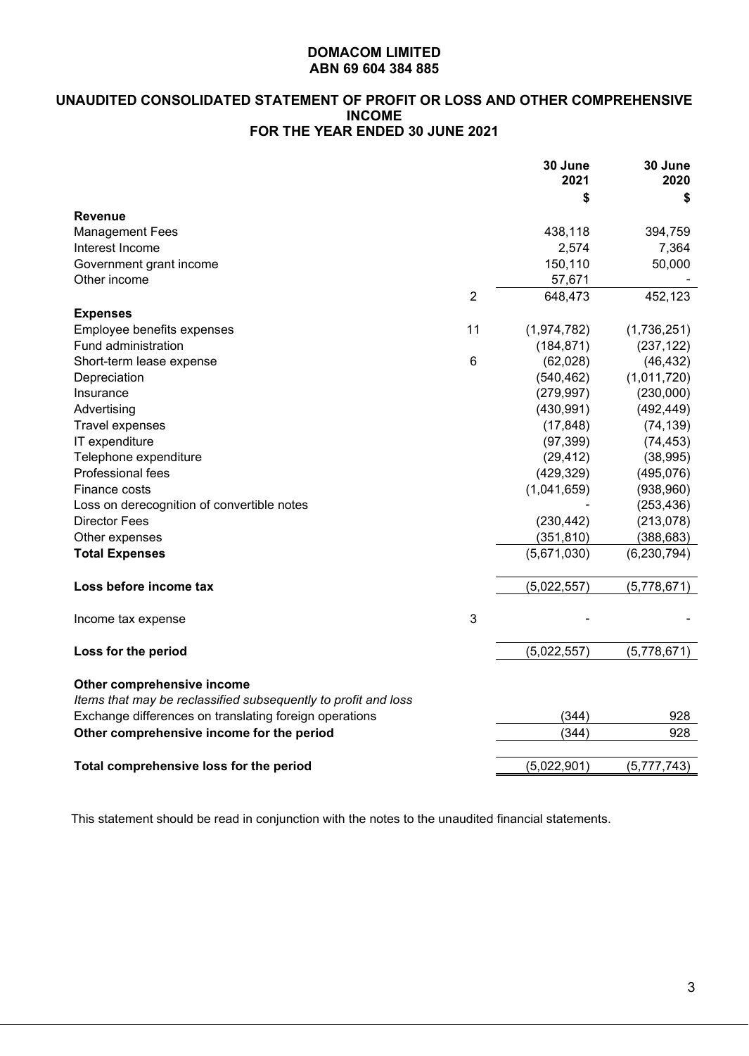**DOMACOM LIMITED**
**ABN 69 604 384 885**

## UNAUDITED CONSOLIDATED STATEMENT OF PROFIT OR LOSS AND OTHER COMPREHENSIVE INCOME FOR THE YEAR ENDED 30 JUNE 2021

| | | 30 June 2021 | 30 June 2020 |
|---|---|---|---|
| | | $ | $ |
| **Revenue** | | | |
| Management Fees | | 438,118 | 394,759 |
| Interest Income | | 2,574 | 7,364 |
| Government grant income | | 150,110 | 50,000 |
| Other income | | 57,671 | - |
| | 2 | 648,473 | 452,123 |
| **Expenses** | | | |
| Employee benefits expenses | 11 | (1,974,782) | (1,736,251) |
| Fund administration | | (184,871) | (237,122) |
| Short-term lease expense | 6 | (62,028) | (46,432) |
| Depreciation | | (540,462) | (1,011,720) |
| Insurance | | (279,997) | (230,000) |
| Advertising | | (430,991) | (492,449) |
| Travel expenses | | (17,848) | (74,139) |
| IT expenditure | | (97,399) | (74,453) |
| Telephone expenditure | | (29,412) | (38,995) |
| Professional fees | | (429,329) | (495,076) |
| Finance costs | | (1,041,659) | (938,960) |
| Loss on derecognition of convertible notes | | - | (253,436) |
| Director Fees | | (230,442) | (213,078) |
| Other expenses | | (351,810) | (388,683) |
| **Total Expenses** | | (5,671,030) | (6,230,794) |
| | | | |
| **Loss before income tax** | | (5,022,557) | (5,778,671) |
| | | | |
| Income tax expense | 3 | - | - |
| | | | |
| **Loss for the period** | | (5,022,557) | (5,778,671) |
| | | | |
| **Other comprehensive income** | | | |
| *Items that may be reclassified subsequently to profit and loss* | | | |
| Exchange differences on translating foreign operations | | (344) | 928 |
| **Other comprehensive income for the period** | | (344) | 928 |
| | | | |
| **Total comprehensive loss for the period** | | (5,022,901) | (5,777,743) |

This statement should be read in conjunction with the notes to the unaudited financial statements.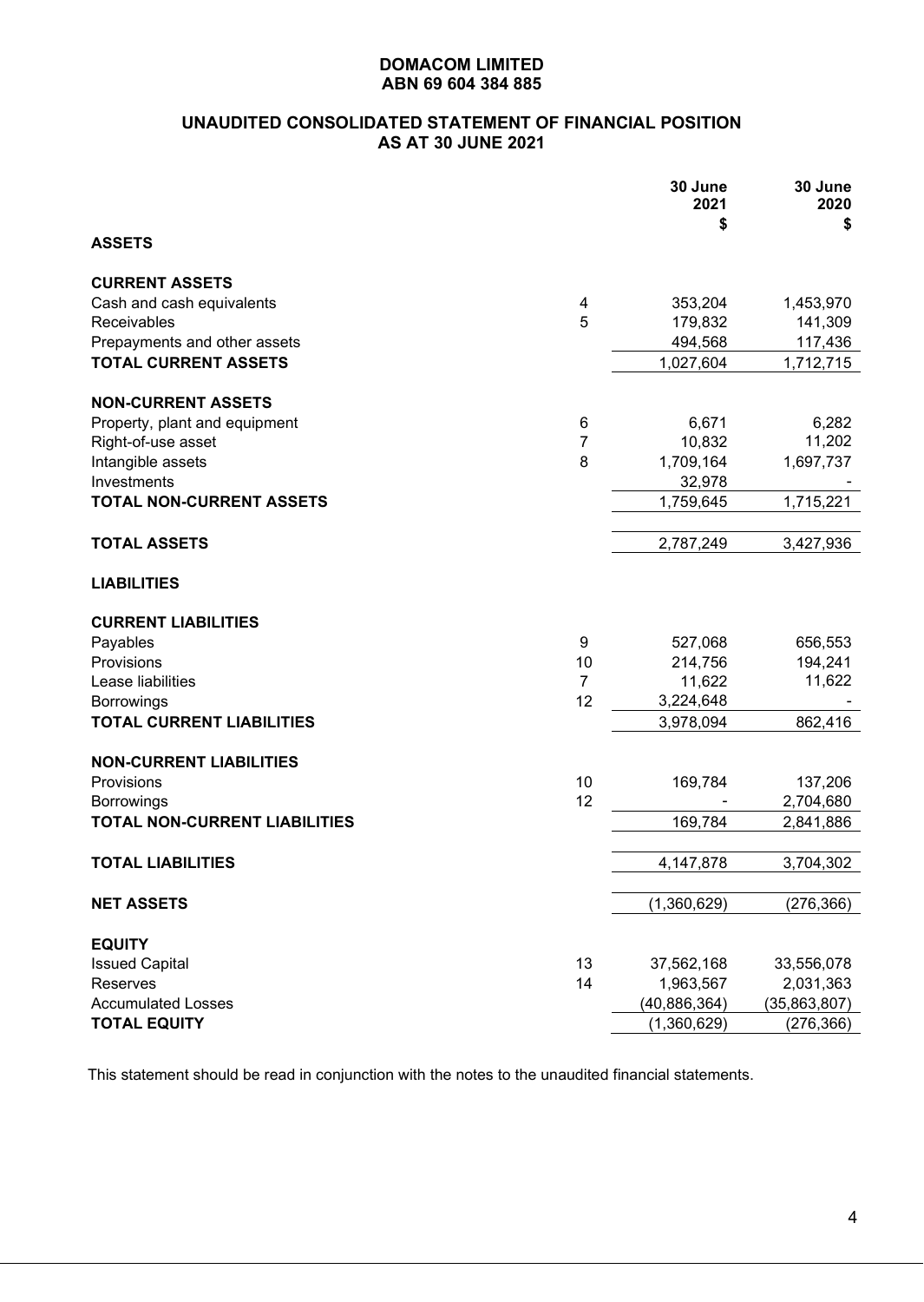**DOMACOM LIMITED**
**ABN 69 604 384 885**

## UNAUDITED CONSOLIDATED STATEMENT OF FINANCIAL POSITION AS AT 30 JUNE 2021

| | Note | 30 June 2021 $ | 30 June 2020 $ |
|---|---|---|---|
| **ASSETS** | | | |
| **CURRENT ASSETS** | | | |
| Cash and cash equivalents | 4 | 353,204 | 1,453,970 |
| Receivables | 5 | 179,832 | 141,309 |
| Prepayments and other assets | | 494,568 | 117,436 |
| **TOTAL CURRENT ASSETS** | | 1,027,604 | 1,712,715 |
| **NON-CURRENT ASSETS** | | | |
| Property, plant and equipment | 6 | 6,671 | 6,282 |
| Right-of-use asset | 7 | 10,832 | 11,202 |
| Intangible assets | 8 | 1,709,164 | 1,697,737 |
| Investments | | 32,978 | - |
| **TOTAL NON-CURRENT ASSETS** | | 1,759,645 | 1,715,221 |
| **TOTAL ASSETS** | | 2,787,249 | 3,427,936 |
| **LIABILITIES** | | | |
| **CURRENT LIABILITIES** | | | |
| Payables | 9 | 527,068 | 656,553 |
| Provisions | 10 | 214,756 | 194,241 |
| Lease liabilities | 7 | 11,622 | 11,622 |
| Borrowings | 12 | 3,224,648 | - |
| **TOTAL CURRENT LIABILITIES** | | 3,978,094 | 862,416 |
| **NON-CURRENT LIABILITIES** | | | |
| Provisions | 10 | 169,784 | 137,206 |
| Borrowings | 12 | - | 2,704,680 |
| **TOTAL NON-CURRENT LIABILITIES** | | 169,784 | 2,841,886 |
| **TOTAL LIABILITIES** | | 4,147,878 | 3,704,302 |
| **NET ASSETS** | | (1,360,629) | (276,366) |
| **EQUITY** | | | |
| Issued Capital | 13 | 37,562,168 | 33,556,078 |
| Reserves | 14 | 1,963,567 | 2,031,363 |
| Accumulated Losses | | (40,886,364) | (35,863,807) |
| **TOTAL EQUITY** | | (1,360,629) | (276,366) |

This statement should be read in conjunction with the notes to the unaudited financial statements.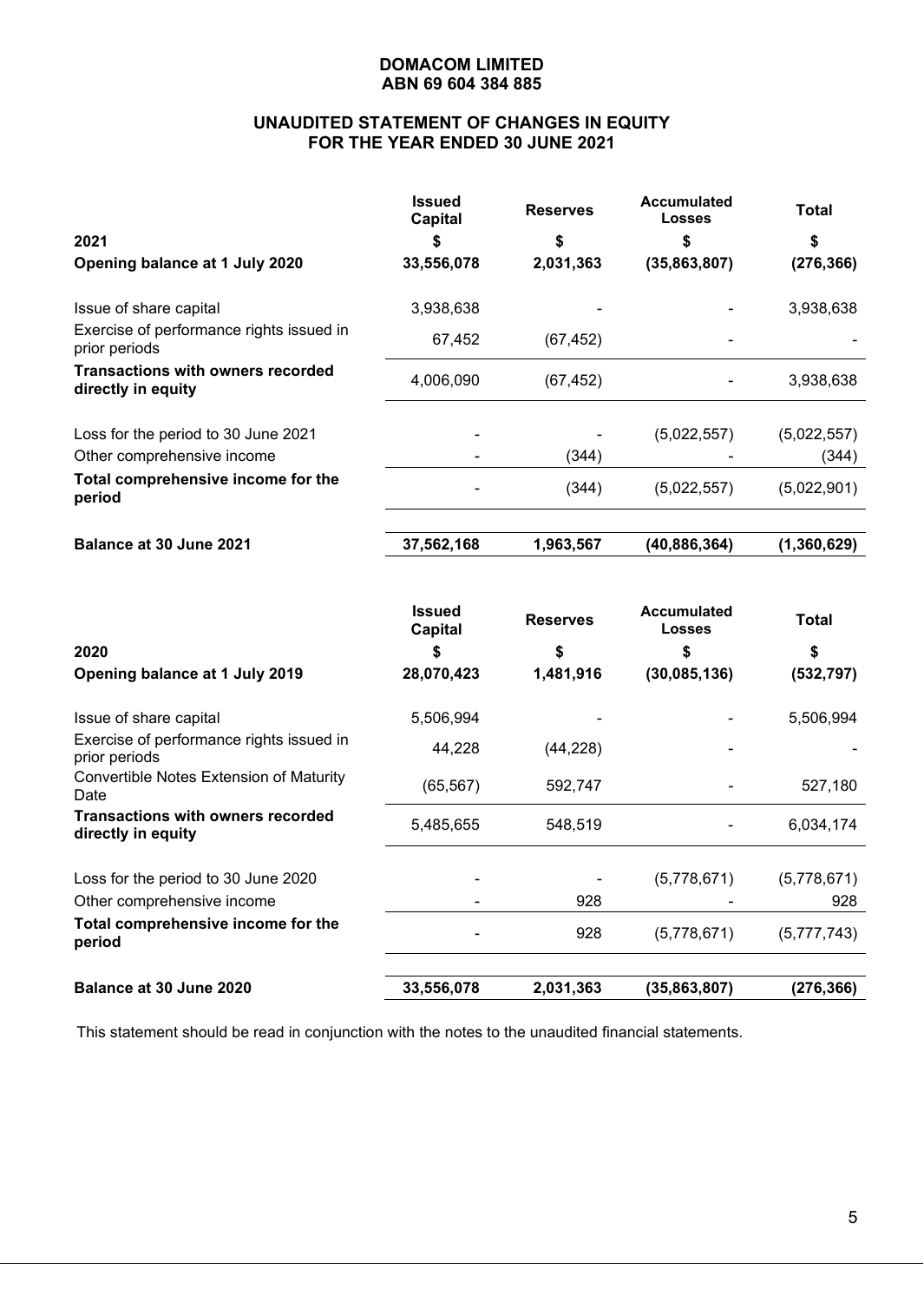**DOMACOM LIMITED**
**ABN 69 604 384 885**

## UNAUDITED STATEMENT OF CHANGES IN EQUITY FOR THE YEAR ENDED 30 JUNE 2021

| | Issued Capital | Reserves | Accumulated Losses | Total |
|---|---|---|---|---|
| **2021** | **$** | **$** | **$** | **$** |
| **Opening balance at 1 July 2020** | **33,556,078** | **2,031,363** | **(35,863,807)** | **(276,366)** |
| Issue of share capital | 3,938,638 | - | - | 3,938,638 |
| Exercise of performance rights issued in prior periods | 67,452 | (67,452) | - | - |
| **Transactions with owners recorded directly in equity** | 4,006,090 | (67,452) | - | 3,938,638 |
| Loss for the period to 30 June 2021 | - | - | (5,022,557) | (5,022,557) |
| Other comprehensive income | - | (344) | - | (344) |
| **Total comprehensive income for the period** | - | (344) | (5,022,557) | (5,022,901) |
| **Balance at 30 June 2021** | **37,562,168** | **1,963,567** | **(40,886,364)** | **(1,360,629)** |

| | Issued Capital | Reserves | Accumulated Losses | Total |
|---|---|---|---|---|
| **2020** | **$** | **$** | **$** | **$** |
| **Opening balance at 1 July 2019** | **28,070,423** | **1,481,916** | **(30,085,136)** | **(532,797)** |
| Issue of share capital | 5,506,994 | - | - | 5,506,994 |
| Exercise of performance rights issued in prior periods | 44,228 | (44,228) | - | - |
| Convertible Notes Extension of Maturity Date | (65,567) | 592,747 | - | 527,180 |
| **Transactions with owners recorded directly in equity** | 5,485,655 | 548,519 | - | 6,034,174 |
| Loss for the period to 30 June 2020 | - | - | (5,778,671) | (5,778,671) |
| Other comprehensive income | - | 928 | - | 928 |
| **Total comprehensive income for the period** | - | 928 | (5,778,671) | (5,777,743) |
| **Balance at 30 June 2020** | **33,556,078** | **2,031,363** | **(35,863,807)** | **(276,366)** |

This statement should be read in conjunction with the notes to the unaudited financial statements.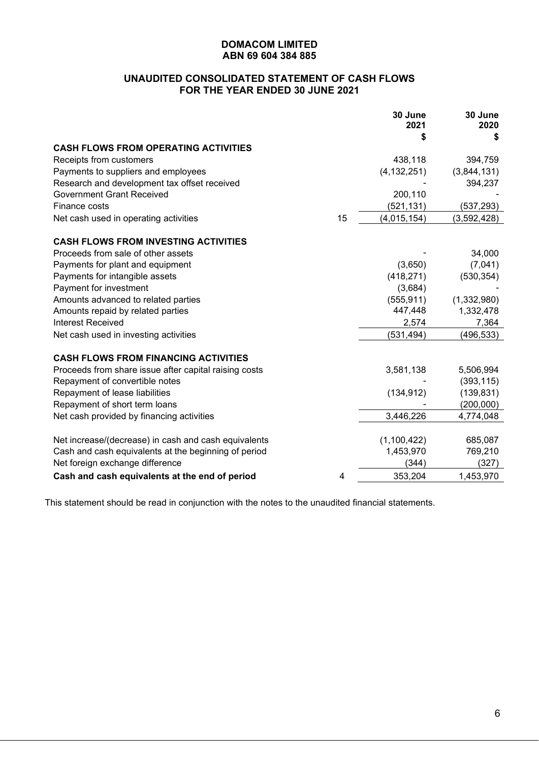**DOMACOM LIMITED**
**ABN 69 604 384 885**

## UNAUDITED CONSOLIDATED STATEMENT OF CASH FLOWS
## FOR THE YEAR ENDED 30 JUNE 2021

| | Note | 30 June 2021 $ | 30 June 2020 $ |
|---|---|---|---|
| **CASH FLOWS FROM OPERATING ACTIVITIES** | | | |
| Receipts from customers | | 438,118 | 394,759 |
| Payments to suppliers and employees | | (4,132,251) | (3,844,131) |
| Research and development tax offset received | | - | 394,237 |
| Government Grant Received | | 200,110 | - |
| Finance costs | | (521,131) | (537,293) |
| Net cash used in operating activities | 15 | (4,015,154) | (3,592,428) |
| **CASH FLOWS FROM INVESTING ACTIVITIES** | | | |
| Proceeds from sale of other assets | | - | 34,000 |
| Payments for plant and equipment | | (3,650) | (7,041) |
| Payments for intangible assets | | (418,271) | (530,354) |
| Payment for investment | | (3,684) | - |
| Amounts advanced to related parties | | (555,911) | (1,332,980) |
| Amounts repaid by related parties | | 447,448 | 1,332,478 |
| Interest Received | | 2,574 | 7,364 |
| Net cash used in investing activities | | (531,494) | (496,533) |
| **CASH FLOWS FROM FINANCING ACTIVITIES** | | | |
| Proceeds from share issue after capital raising costs | | 3,581,138 | 5,506,994 |
| Repayment of convertible notes | | - | (393,115) |
| Repayment of lease liabilities | | (134,912) | (139,831) |
| Repayment of short term loans | | - | (200,000) |
| Net cash provided by financing activities | | 3,446,226 | 4,774,048 |
| Net increase/(decrease) in cash and cash equivalents | | (1,100,422) | 685,087 |
| Cash and cash equivalents at the beginning of period | | 1,453,970 | 769,210 |
| Net foreign exchange difference | | (344) | (327) |
| **Cash and cash equivalents at the end of period** | 4 | 353,204 | 1,453,970 |

This statement should be read in conjunction with the notes to the unaudited financial statements.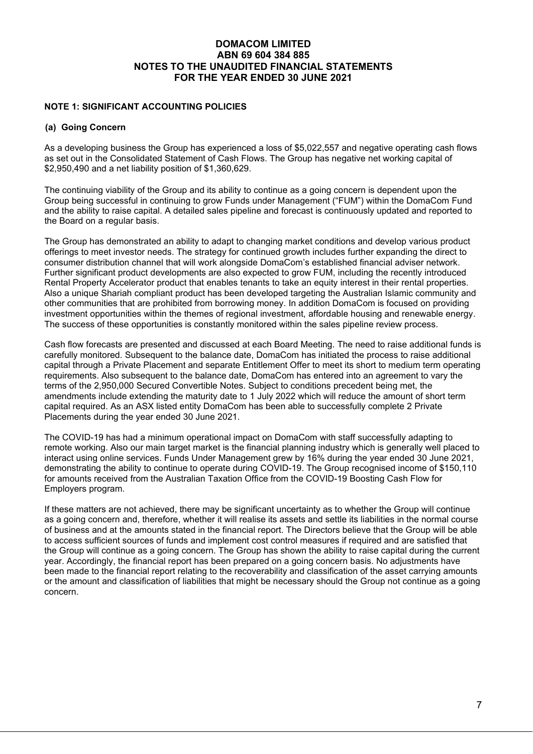**DOMACOM LIMITED**
**ABN 69 604 384 885**
**NOTES TO THE UNAUDITED FINANCIAL STATEMENTS**
**FOR THE YEAR ENDED 30 JUNE 2021**

## NOTE 1: SIGNIFICANT ACCOUNTING POLICIES

### (a) Going Concern

As a developing business the Group has experienced a loss of $5,022,557 and negative operating cash flows as set out in the Consolidated Statement of Cash Flows. The Group has negative net working capital of $2,950,490 and a net liability position of $1,360,629.

The continuing viability of the Group and its ability to continue as a going concern is dependent upon the Group being successful in continuing to grow Funds under Management ("FUM") within the DomaCom Fund and the ability to raise capital. A detailed sales pipeline and forecast is continuously updated and reported to the Board on a regular basis.

The Group has demonstrated an ability to adapt to changing market conditions and develop various product offerings to meet investor needs. The strategy for continued growth includes further expanding the direct to consumer distribution channel that will work alongside DomaCom's established financial adviser network. Further significant product developments are also expected to grow FUM, including the recently introduced Rental Property Accelerator product that enables tenants to take an equity interest in their rental properties. Also a unique Shariah compliant product has been developed targeting the Australian Islamic community and other communities that are prohibited from borrowing money. In addition DomaCom is focused on providing investment opportunities within the themes of regional investment, affordable housing and renewable energy. The success of these opportunities is constantly monitored within the sales pipeline review process.

Cash flow forecasts are presented and discussed at each Board Meeting. The need to raise additional funds is carefully monitored. Subsequent to the balance date, DomaCom has initiated the process to raise additional capital through a Private Placement and separate Entitlement Offer to meet its short to medium term operating requirements. Also subsequent to the balance date, DomaCom has entered into an agreement to vary the terms of the 2,950,000 Secured Convertible Notes. Subject to conditions precedent being met, the amendments include extending the maturity date to 1 July 2022 which will reduce the amount of short term capital required. As an ASX listed entity DomaCom has been able to successfully complete 2 Private Placements during the year ended 30 June 2021.

The COVID-19 has had a minimum operational impact on DomaCom with staff successfully adapting to remote working. Also our main target market is the financial planning industry which is generally well placed to interact using online services. Funds Under Management grew by 16% during the year ended 30 June 2021, demonstrating the ability to continue to operate during COVID-19. The Group recognised income of $150,110 for amounts received from the Australian Taxation Office from the COVID-19 Boosting Cash Flow for Employers program.

If these matters are not achieved, there may be significant uncertainty as to whether the Group will continue as a going concern and, therefore, whether it will realise its assets and settle its liabilities in the normal course of business and at the amounts stated in the financial report. The Directors believe that the Group will be able to access sufficient sources of funds and implement cost control measures if required and are satisfied that the Group will continue as a going concern. The Group has shown the ability to raise capital during the current year. Accordingly, the financial report has been prepared on a going concern basis. No adjustments have been made to the financial report relating to the recoverability and classification of the asset carrying amounts or the amount and classification of liabilities that might be necessary should the Group not continue as a going concern.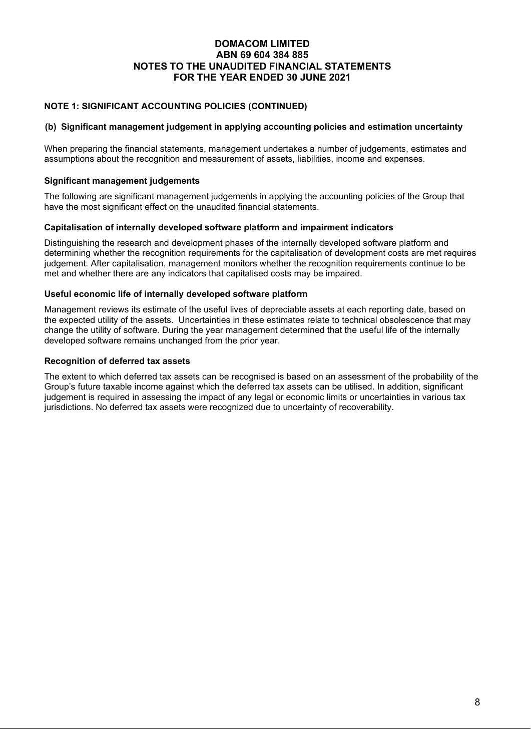# DOMACOM LIMITED
# ABN 69 604 384 885
# NOTES TO THE UNAUDITED FINANCIAL STATEMENTS
# FOR THE YEAR ENDED 30 JUNE 2021

## NOTE 1: SIGNIFICANT ACCOUNTING POLICIES (CONTINUED)

### (b) Significant management judgement in applying accounting policies and estimation uncertainty

When preparing the financial statements, management undertakes a number of judgements, estimates and assumptions about the recognition and measurement of assets, liabilities, income and expenses.

#### Significant management judgements

The following are significant management judgements in applying the accounting policies of the Group that have the most significant effect on the unaudited financial statements.

#### Capitalisation of internally developed software platform and impairment indicators

Distinguishing the research and development phases of the internally developed software platform and determining whether the recognition requirements for the capitalisation of development costs are met requires judgement. After capitalisation, management monitors whether the recognition requirements continue to be met and whether there are any indicators that capitalised costs may be impaired.

#### Useful economic life of internally developed software platform

Management reviews its estimate of the useful lives of depreciable assets at each reporting date, based on the expected utility of the assets. Uncertainties in these estimates relate to technical obsolescence that may change the utility of software. During the year management determined that the useful life of the internally developed software remains unchanged from the prior year.

#### Recognition of deferred tax assets

The extent to which deferred tax assets can be recognised is based on an assessment of the probability of the Group's future taxable income against which the deferred tax assets can be utilised. In addition, significant judgement is required in assessing the impact of any legal or economic limits or uncertainties in various tax jurisdictions. No deferred tax assets were recognized due to uncertainty of recoverability.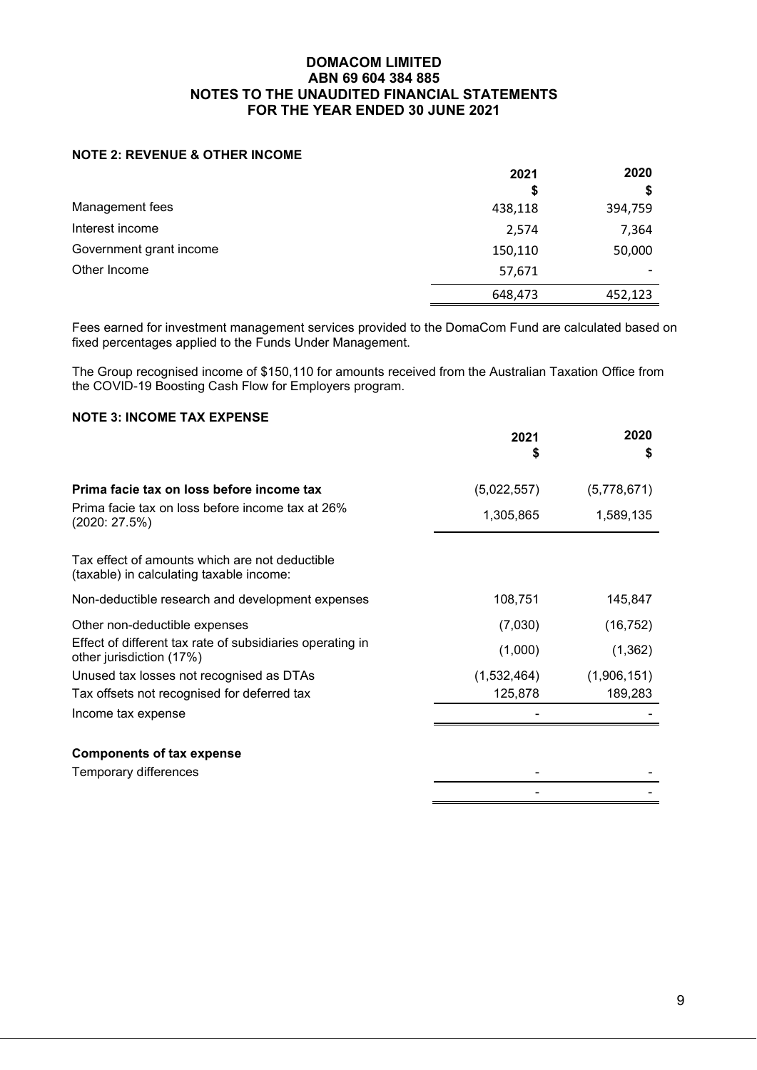**DOMACOM LIMITED**
**ABN 69 604 384 885**
**NOTES TO THE UNAUDITED FINANCIAL STATEMENTS**
**FOR THE YEAR ENDED 30 JUNE 2021**

### NOTE 2: REVENUE & OTHER INCOME

| | 2021<br>$ | 2020<br>$ |
|---|---|---|
| Management fees | 438,118 | 394,759 |
| Interest income | 2,574 | 7,364 |
| Government grant income | 150,110 | 50,000 |
| Other Income | 57,671 | - |
| | 648,473 | 452,123 |

Fees earned for investment management services provided to the DomaCom Fund are calculated based on fixed percentages applied to the Funds Under Management.

The Group recognised income of $150,110 for amounts received from the Australian Taxation Office from the COVID-19 Boosting Cash Flow for Employers program.

### NOTE 3: INCOME TAX EXPENSE

| | 2021<br>$ | 2020<br>$ |
|---|---|---|
| **Prima facie tax on loss before income tax** | (5,022,557) | (5,778,671) |
| Prima facie tax on loss before income tax at 26% (2020: 27.5%) | 1,305,865 | 1,589,135 |
| Tax effect of amounts which are not deductible (taxable) in calculating taxable income: | | |
| Non-deductible research and development expenses | 108,751 | 145,847 |
| Other non-deductible expenses | (7,030) | (16,752) |
| Effect of different tax rate of subsidiaries operating in other jurisdiction (17%) | (1,000) | (1,362) |
| Unused tax losses not recognised as DTAs | (1,532,464) | (1,906,151) |
| Tax offsets not recognised for deferred tax | 125,878 | 189,283 |
| Income tax expense | - | - |
| **Components of tax expense** | | |
| Temporary differences | - | - |
| | - | - |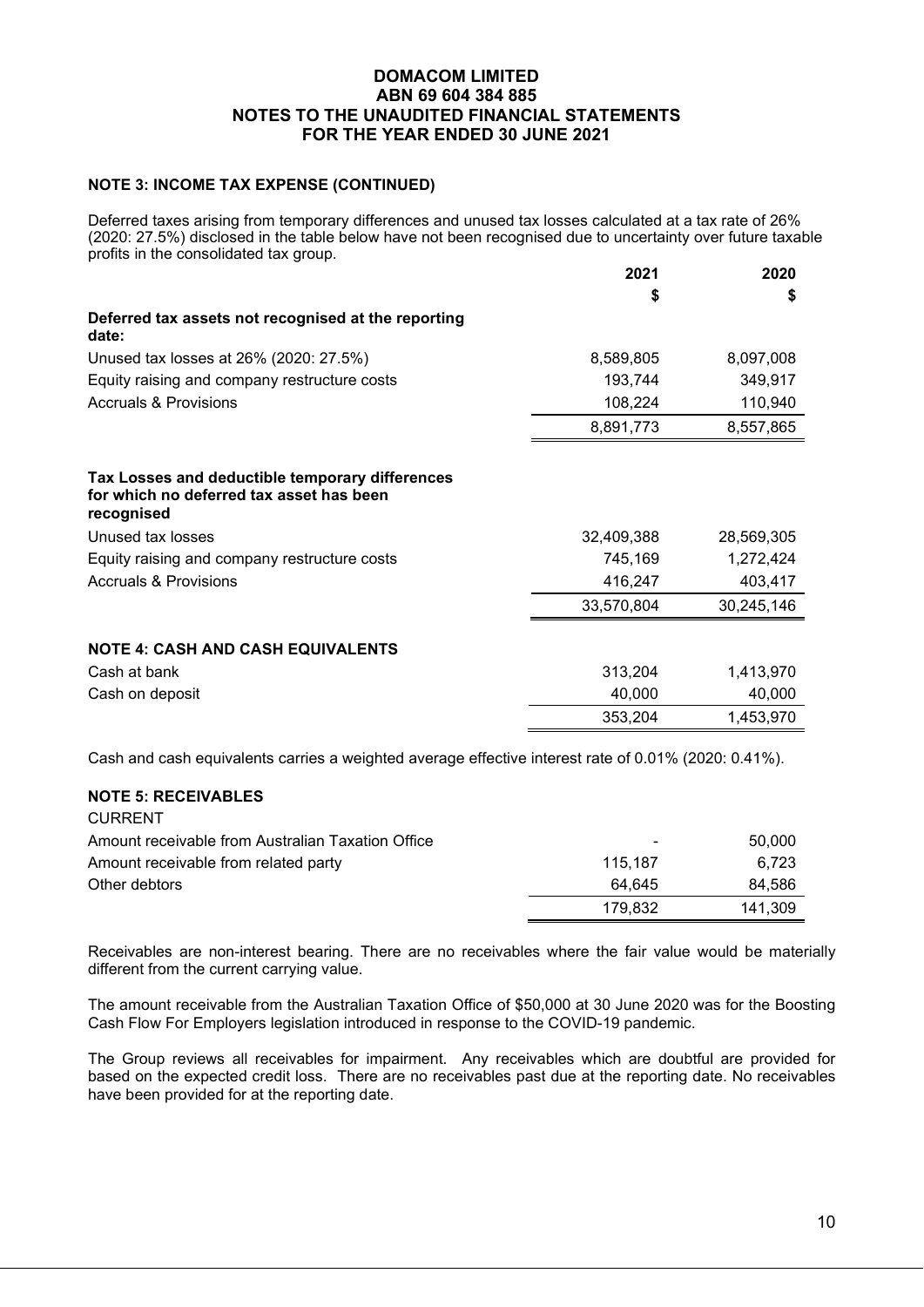**DOMACOM LIMITED**
**ABN 69 604 384 885**
**NOTES TO THE UNAUDITED FINANCIAL STATEMENTS**
**FOR THE YEAR ENDED 30 JUNE 2021**

### NOTE 3: INCOME TAX EXPENSE (CONTINUED)

Deferred taxes arising from temporary differences and unused tax losses calculated at a tax rate of 26% (2020: 27.5%) disclosed in the table below have not been recognised due to uncertainty over future taxable profits in the consolidated tax group.

| | 2021 | 2020 |
|---|---|---|
| | $ | $ |
| **Deferred tax assets not recognised at the reporting date:** | | |
| Unused tax losses at 26% (2020: 27.5%) | 8,589,805 | 8,097,008 |
| Equity raising and company restructure costs | 193,744 | 349,917 |
| Accruals & Provisions | 108,224 | 110,940 |
| | 8,891,773 | 8,557,865 |
| **Tax Losses and deductible temporary differences for which no deferred tax asset has been recognised** | | |
| Unused tax losses | 32,409,388 | 28,569,305 |
| Equity raising and company restructure costs | 745,169 | 1,272,424 |
| Accruals & Provisions | 416,247 | 403,417 |
| | 33,570,804 | 30,245,146 |

### NOTE 4: CASH AND CASH EQUIVALENTS

| | 2021 | 2020 |
|---|---|---|
| Cash at bank | 313,204 | 1,413,970 |
| Cash on deposit | 40,000 | 40,000 |
| | 353,204 | 1,453,970 |

Cash and cash equivalents carries a weighted average effective interest rate of 0.01% (2020: 0.41%).

### NOTE 5: RECEIVABLES

| CURRENT | 2021 | 2020 |
|---|---|---|
| Amount receivable from Australian Taxation Office | - | 50,000 |
| Amount receivable from related party | 115,187 | 6,723 |
| Other debtors | 64,645 | 84,586 |
| | 179,832 | 141,309 |

Receivables are non-interest bearing. There are no receivables where the fair value would be materially different from the current carrying value.

The amount receivable from the Australian Taxation Office of $50,000 at 30 June 2020 was for the Boosting Cash Flow For Employers legislation introduced in response to the COVID-19 pandemic.

The Group reviews all receivables for impairment. Any receivables which are doubtful are provided for based on the expected credit loss. There are no receivables past due at the reporting date. No receivables have been provided for at the reporting date.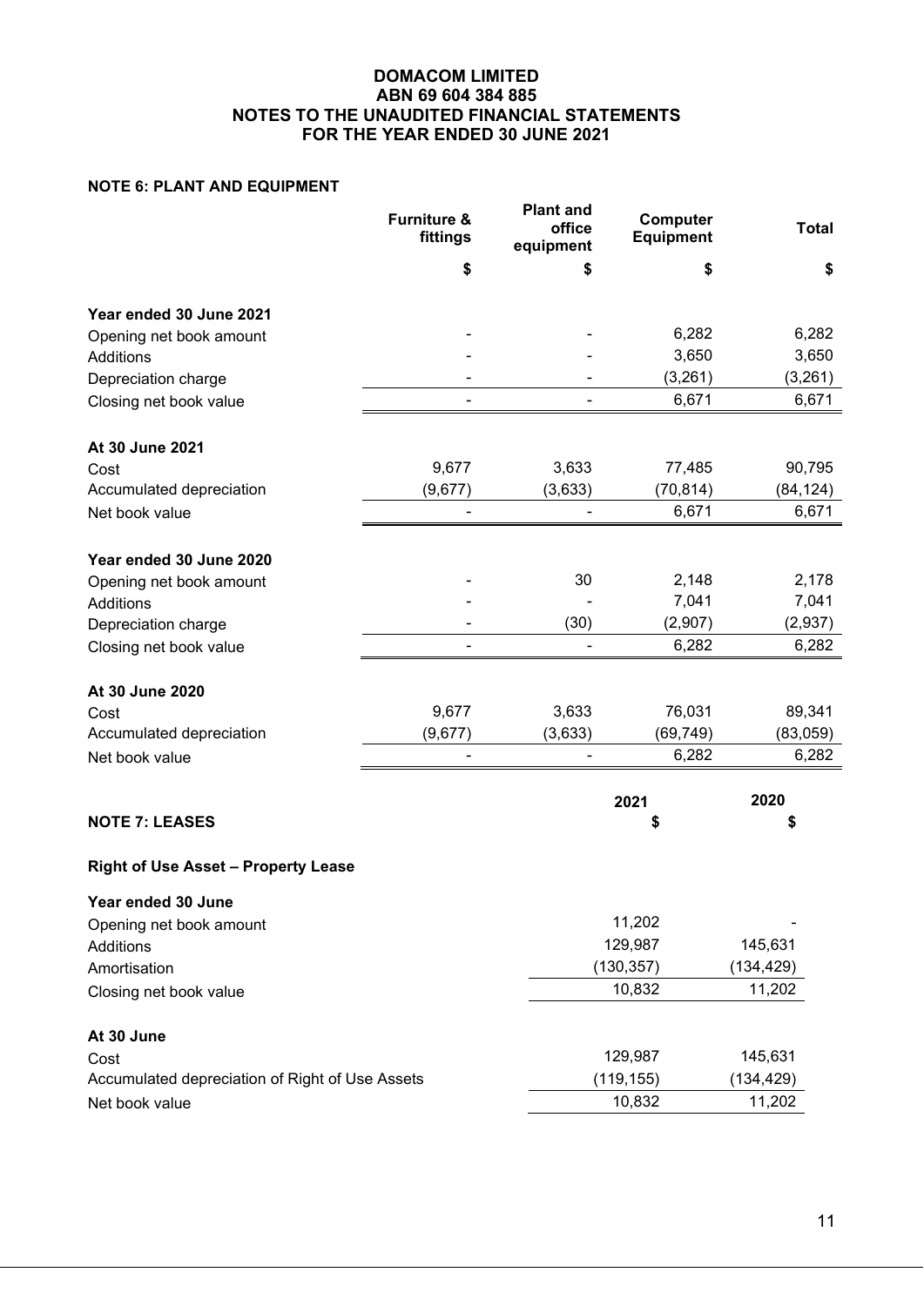# DOMACOM LIMITED
# ABN 69 604 384 885
# NOTES TO THE UNAUDITED FINANCIAL STATEMENTS
# FOR THE YEAR ENDED 30 JUNE 2021

## NOTE 6: PLANT AND EQUIPMENT

| | Furniture & fittings | Plant and office equipment | Computer Equipment | Total |
|---|---|---|---|---|
| | $ | $ | $ | $ |
| **Year ended 30 June 2021** | | | | |
| Opening net book amount | - | - | 6,282 | 6,282 |
| Additions | - | - | 3,650 | 3,650 |
| Depreciation charge | - | - | (3,261) | (3,261) |
| Closing net book value | - | - | 6,671 | 6,671 |
| **At 30 June 2021** | | | | |
| Cost | 9,677 | 3,633 | 77,485 | 90,795 |
| Accumulated depreciation | (9,677) | (3,633) | (70,814) | (84,124) |
| Net book value | - | - | 6,671 | 6,671 |
| **Year ended 30 June 2020** | | | | |
| Opening net book amount | - | 30 | 2,148 | 2,178 |
| Additions | - | - | 7,041 | 7,041 |
| Depreciation charge | - | (30) | (2,907) | (2,937) |
| Closing net book value | - | - | 6,282 | 6,282 |
| **At 30 June 2020** | | | | |
| Cost | 9,677 | 3,633 | 76,031 | 89,341 |
| Accumulated depreciation | (9,677) | (3,633) | (69,749) | (83,059) |
| Net book value | - | - | 6,282 | 6,282 |

## NOTE 7: LEASES

| | 2021 | 2020 |
|---|---|---|
| | $ | $ |
| **Right of Use Asset – Property Lease** | | |
| **Year ended 30 June** | | |
| Opening net book amount | 11,202 | - |
| Additions | 129,987 | 145,631 |
| Amortisation | (130,357) | (134,429) |
| Closing net book value | 10,832 | 11,202 |
| **At 30 June** | | |
| Cost | 129,987 | 145,631 |
| Accumulated depreciation of Right of Use Assets | (119,155) | (134,429) |
| Net book value | 10,832 | 11,202 |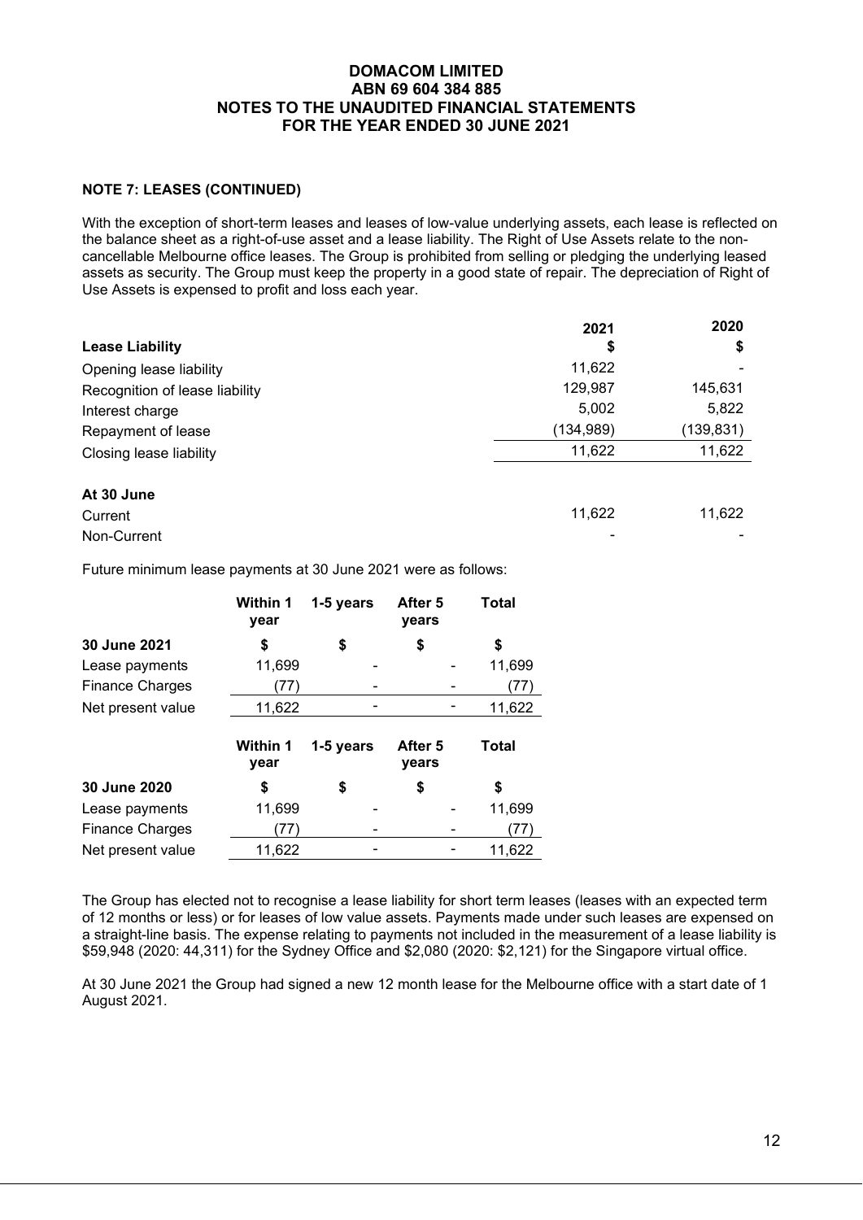**DOMACOM LIMITED**
**ABN 69 604 384 885**
**NOTES TO THE UNAUDITED FINANCIAL STATEMENTS**
**FOR THE YEAR ENDED 30 JUNE 2021**

### NOTE 7: LEASES (CONTINUED)

With the exception of short-term leases and leases of low-value underlying assets, each lease is reflected on the balance sheet as a right-of-use asset and a lease liability. The Right of Use Assets relate to the non-cancellable Melbourne office leases. The Group is prohibited from selling or pledging the underlying leased assets as security. The Group must keep the property in a good state of repair. The depreciation of Right of Use Assets is expensed to profit and loss each year.

| | 2021 | 2020 |
|---|---|---|
| **Lease Liability** | **$** | **$** |
| Opening lease liability | 11,622 | - |
| Recognition of lease liability | 129,987 | 145,631 |
| Interest charge | 5,002 | 5,822 |
| Repayment of lease | (134,989) | (139,831) |
| Closing lease liability | 11,622 | 11,622 |
| | | |
| **At 30 June** | | |
| Current | 11,622 | 11,622 |
| Non-Current | - | - |

Future minimum lease payments at 30 June 2021 were as follows:

| | Within 1 year | 1-5 years | After 5 years | Total |
|---|---|---|---|---|
| **30 June 2021** | **$** | **$** | **$** | **$** |
| Lease payments | 11,699 | - | - | 11,699 |
| Finance Charges | (77) | - | - | (77) |
| Net present value | 11,622 | - | - | 11,622 |

| | Within 1 year | 1-5 years | After 5 years | Total |
|---|---|---|---|---|
| **30 June 2020** | **$** | **$** | **$** | **$** |
| Lease payments | 11,699 | - | - | 11,699 |
| Finance Charges | (77) | - | - | (77) |
| Net present value | 11,622 | - | - | 11,622 |

The Group has elected not to recognise a lease liability for short term leases (leases with an expected term of 12 months or less) or for leases of low value assets. Payments made under such leases are expensed on a straight-line basis. The expense relating to payments not included in the measurement of a lease liability is $59,948 (2020: 44,311) for the Sydney Office and $2,080 (2020: $2,121) for the Singapore virtual office.

At 30 June 2021 the Group had signed a new 12 month lease for the Melbourne office with a start date of 1 August 2021.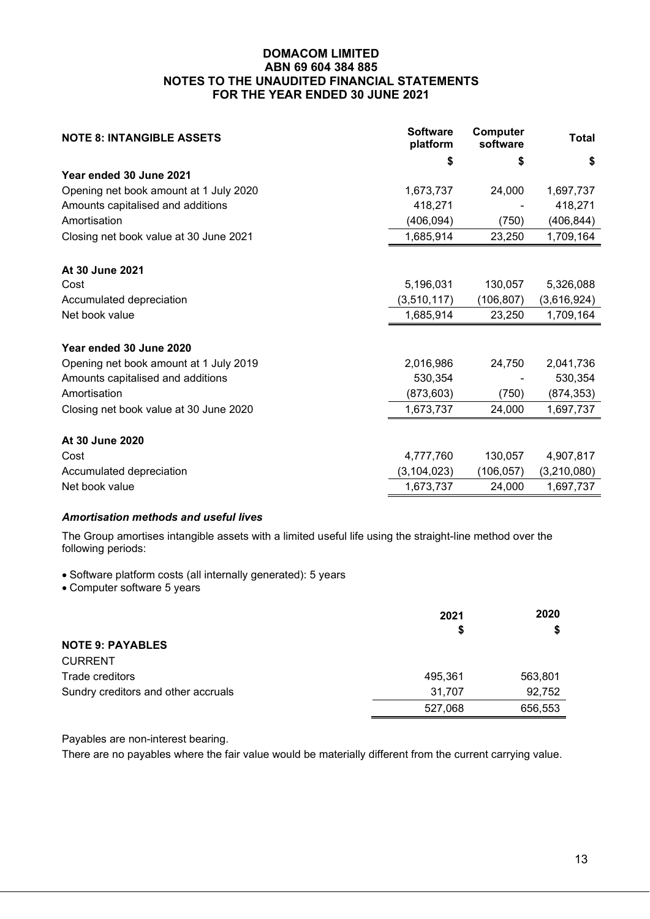**DOMACOM LIMITED**
**ABN 69 604 384 885**
**NOTES TO THE UNAUDITED FINANCIAL STATEMENTS**
**FOR THE YEAR ENDED 30 JUNE 2021**

| **NOTE 8: INTANGIBLE ASSETS** | **Software platform** | **Computer software** | **Total** |
|---|---|---|---|
| | **$** | **$** | **$** |
| **Year ended 30 June 2021** | | | |
| Opening net book amount at 1 July 2020 | 1,673,737 | 24,000 | 1,697,737 |
| Amounts capitalised and additions | 418,271 | - | 418,271 |
| Amortisation | (406,094) | (750) | (406,844) |
| Closing net book value at 30 June 2021 | 1,685,914 | 23,250 | 1,709,164 |
| | | | |
| **At 30 June 2021** | | | |
| Cost | 5,196,031 | 130,057 | 5,326,088 |
| Accumulated depreciation | (3,510,117) | (106,807) | (3,616,924) |
| Net book value | 1,685,914 | 23,250 | 1,709,164 |
| | | | |
| **Year ended 30 June 2020** | | | |
| Opening net book amount at 1 July 2019 | 2,016,986 | 24,750 | 2,041,736 |
| Amounts capitalised and additions | 530,354 | - | 530,354 |
| Amortisation | (873,603) | (750) | (874,353) |
| Closing net book value at 30 June 2020 | 1,673,737 | 24,000 | 1,697,737 |
| | | | |
| **At 30 June 2020** | | | |
| Cost | 4,777,760 | 130,057 | 4,907,817 |
| Accumulated depreciation | (3,104,023) | (106,057) | (3,210,080) |
| Net book value | 1,673,737 | 24,000 | 1,697,737 |

***Amortisation methods and useful lives***

The Group amortises intangible assets with a limited useful life using the straight-line method over the following periods:

- Software platform costs (all internally generated): 5 years
- Computer software 5 years

| | **2021** | **2020** |
|---|---|---|
| | **$** | **$** |
| **NOTE 9: PAYABLES** | | |
| CURRENT | | |
| Trade creditors | 495,361 | 563,801 |
| Sundry creditors and other accruals | 31,707 | 92,752 |
| | 527,068 | 656,553 |

Payables are non-interest bearing.

There are no payables where the fair value would be materially different from the current carrying value.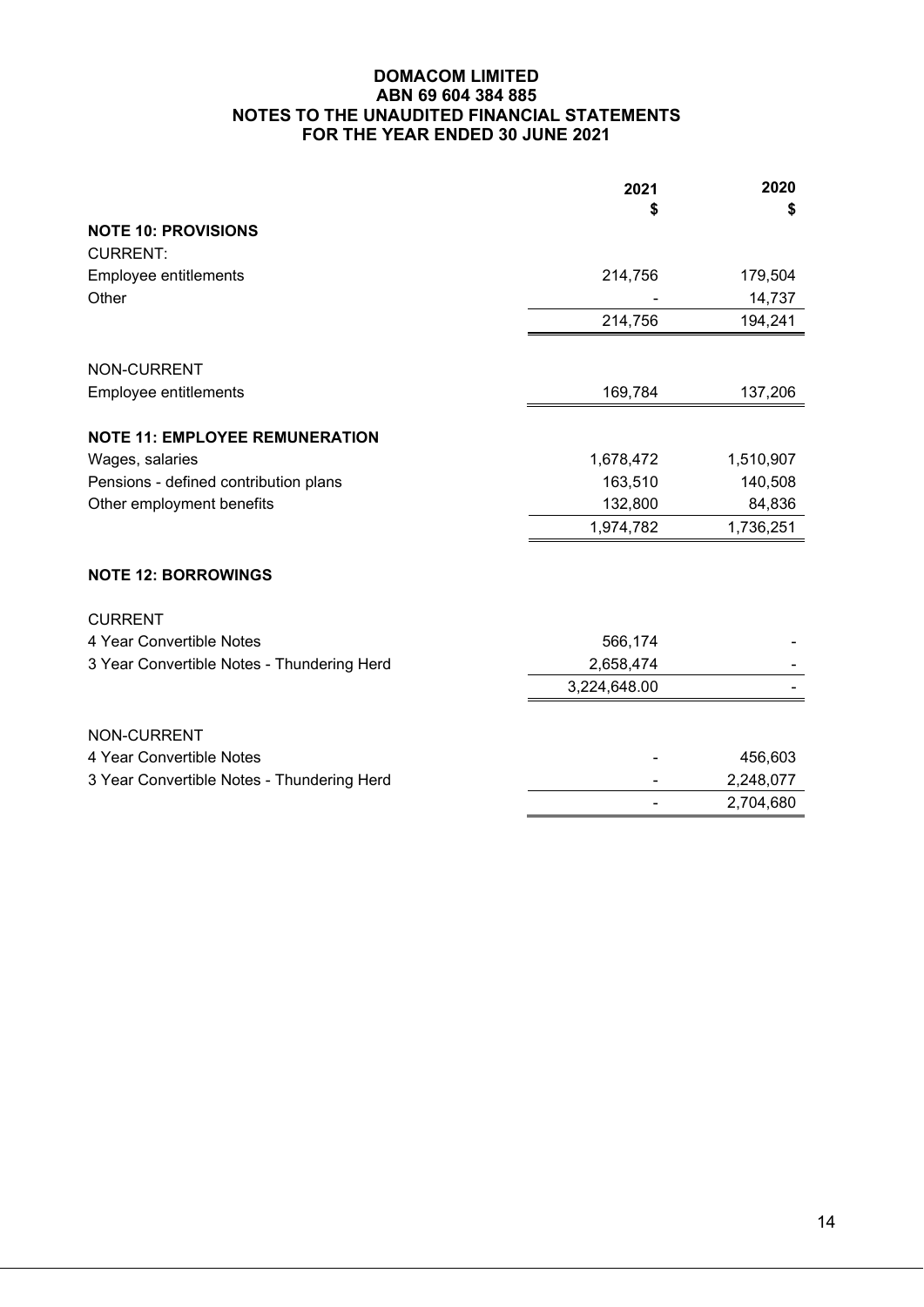**DOMACOM LIMITED**
**ABN 69 604 384 885**
**NOTES TO THE UNAUDITED FINANCIAL STATEMENTS**
**FOR THE YEAR ENDED 30 JUNE 2021**

| | 2021 $ | 2020 $ |
|---|---|---|
| **NOTE 10: PROVISIONS** | | |
| CURRENT: | | |
| Employee entitlements | 214,756 | 179,504 |
| Other | - | 14,737 |
| | 214,756 | 194,241 |
| NON-CURRENT | | |
| Employee entitlements | 169,784 | 137,206 |
| **NOTE 11: EMPLOYEE REMUNERATION** | | |
| Wages, salaries | 1,678,472 | 1,510,907 |
| Pensions - defined contribution plans | 163,510 | 140,508 |
| Other employment benefits | 132,800 | 84,836 |
| | 1,974,782 | 1,736,251 |
| **NOTE 12: BORROWINGS** | | |
| CURRENT | | |
| 4 Year Convertible Notes | 566,174 | - |
| 3 Year Convertible Notes - Thundering Herd | 2,658,474 | - |
| | 3,224,648.00 | - |
| NON-CURRENT | | |
| 4 Year Convertible Notes | - | 456,603 |
| 3 Year Convertible Notes - Thundering Herd | - | 2,248,077 |
| | - | 2,704,680 |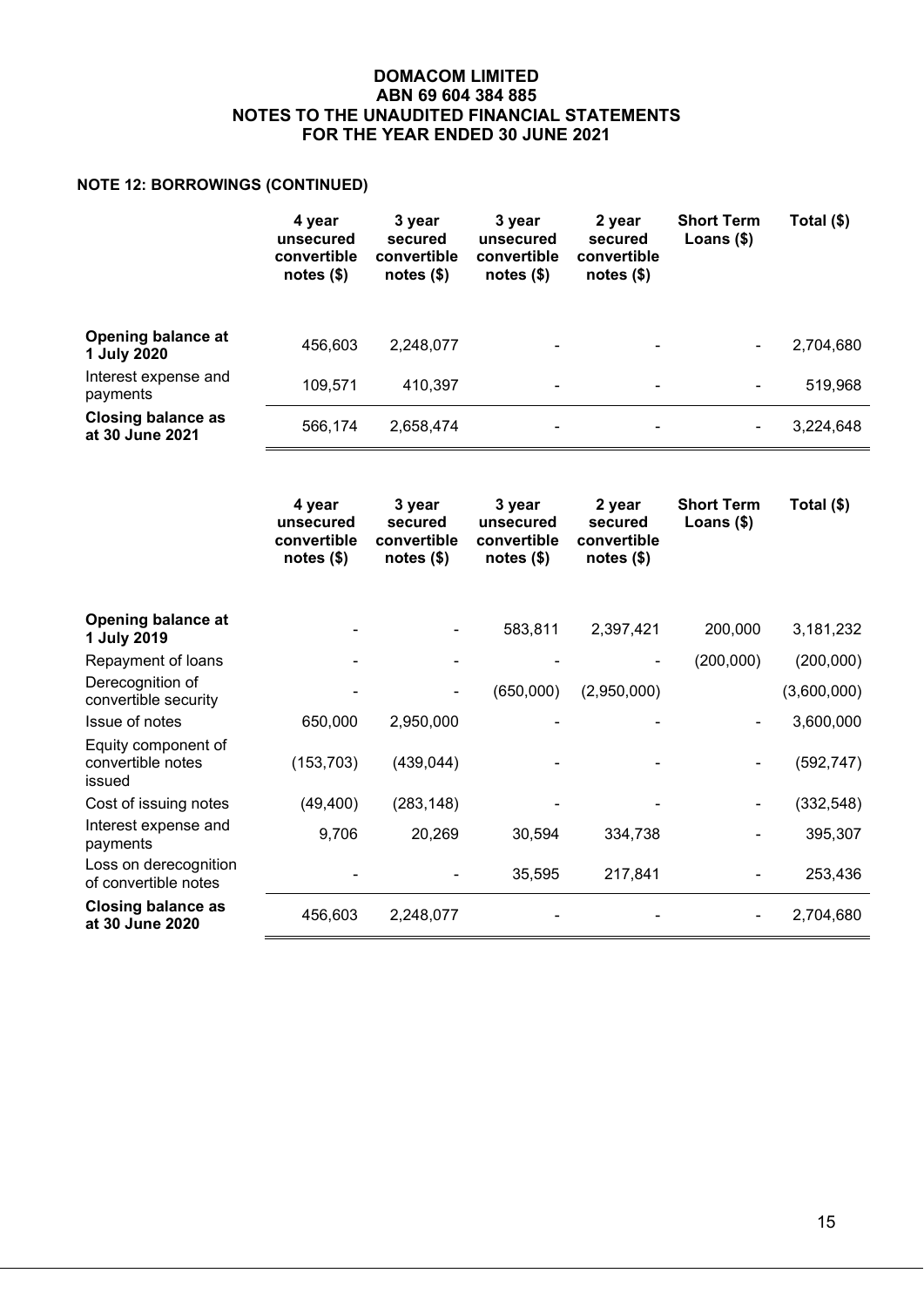**DOMACOM LIMITED**
**ABN 69 604 384 885**
**NOTES TO THE UNAUDITED FINANCIAL STATEMENTS**
**FOR THE YEAR ENDED 30 JUNE 2021**

**NOTE 12: BORROWINGS (CONTINUED)**

| | 4 year unsecured convertible notes ($) | 3 year secured convertible notes ($) | 3 year unsecured convertible notes ($) | 2 year secured convertible notes ($) | Short Term Loans ($) | Total ($) |
|---|---|---|---|---|---|---|
| **Opening balance at 1 July 2020** | 456,603 | 2,248,077 | - | - | - | 2,704,680 |
| Interest expense and payments | 109,571 | 410,397 | - | - | - | 519,968 |
| **Closing balance as at 30 June 2021** | 566,174 | 2,658,474 | - | - | - | 3,224,648 |

| | 4 year unsecured convertible notes ($) | 3 year secured convertible notes ($) | 3 year unsecured convertible notes ($) | 2 year secured convertible notes ($) | Short Term Loans ($) | Total ($) |
|---|---|---|---|---|---|---|
| **Opening balance at 1 July 2019** | - | - | 583,811 | 2,397,421 | 200,000 | 3,181,232 |
| Repayment of loans | - | - | - | - | (200,000) | (200,000) |
| Derecognition of convertible security | - | - | (650,000) | (2,950,000) | | (3,600,000) |
| Issue of notes | 650,000 | 2,950,000 | - | - | - | 3,600,000 |
| Equity component of convertible notes issued | (153,703) | (439,044) | - | - | - | (592,747) |
| Cost of issuing notes | (49,400) | (283,148) | - | - | - | (332,548) |
| Interest expense and payments | 9,706 | 20,269 | 30,594 | 334,738 | - | 395,307 |
| Loss on derecognition of convertible notes | - | - | 35,595 | 217,841 | - | 253,436 |
| **Closing balance as at 30 June 2020** | 456,603 | 2,248,077 | - | - | - | 2,704,680 |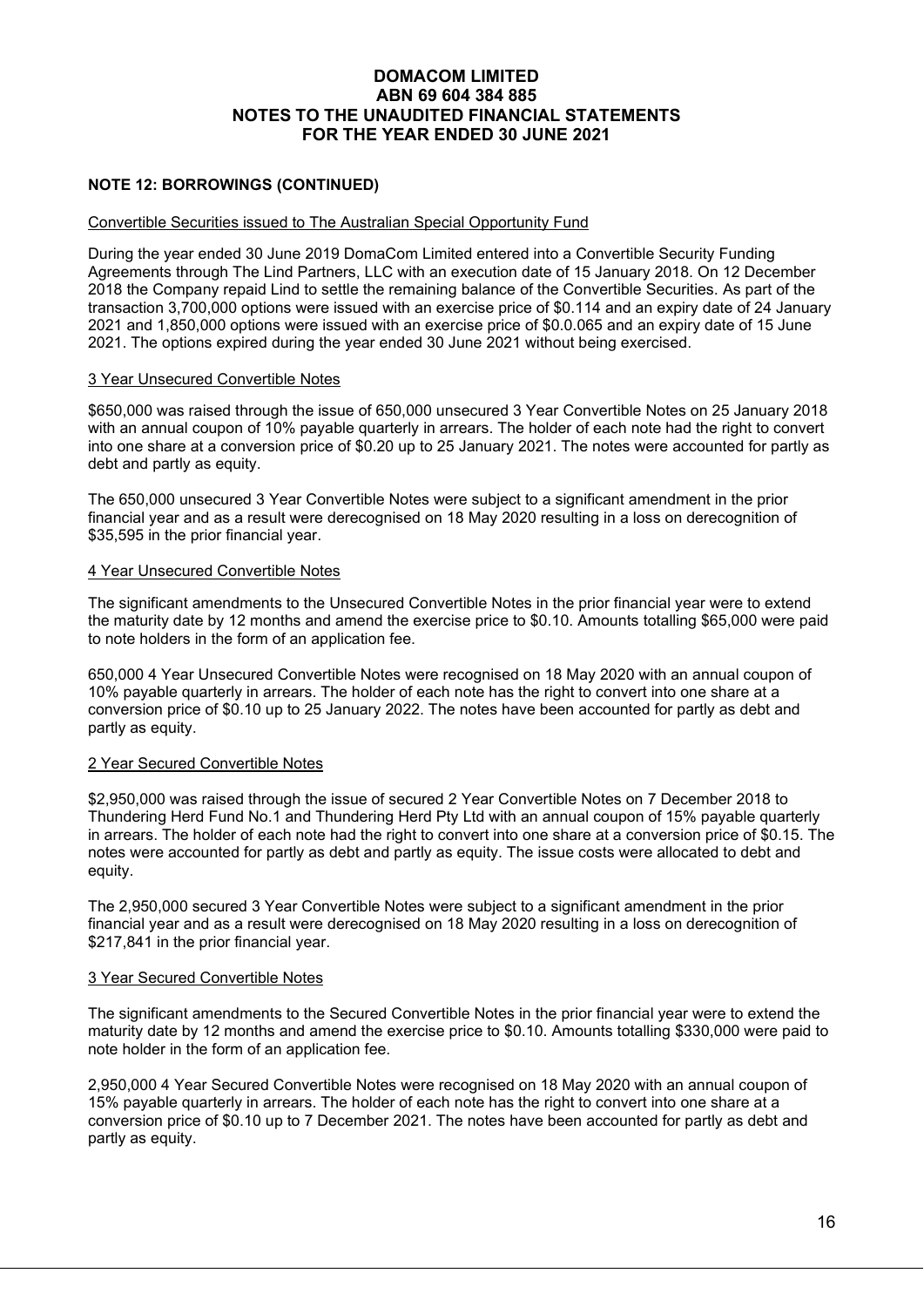## NOTE 12: BORROWINGS (CONTINUED)

Convertible Securities issued to The Australian Special Opportunity Fund

During the year ended 30 June 2019 DomaCom Limited entered into a Convertible Security Funding Agreements through The Lind Partners, LLC with an execution date of 15 January 2018. On 12 December 2018 the Company repaid Lind to settle the remaining balance of the Convertible Securities. As part of the transaction 3,700,000 options were issued with an exercise price of $0.114 and an expiry date of 24 January 2021 and 1,850,000 options were issued with an exercise price of $0.0.065 and an expiry date of 15 June 2021. The options expired during the year ended 30 June 2021 without being exercised.

3 Year Unsecured Convertible Notes

$650,000 was raised through the issue of 650,000 unsecured 3 Year Convertible Notes on 25 January 2018 with an annual coupon of 10% payable quarterly in arrears. The holder of each note had the right to convert into one share at a conversion price of $0.20 up to 25 January 2021. The notes were accounted for partly as debt and partly as equity.

The 650,000 unsecured 3 Year Convertible Notes were subject to a significant amendment in the prior financial year and as a result were derecognised on 18 May 2020 resulting in a loss on derecognition of $35,595 in the prior financial year.

4 Year Unsecured Convertible Notes

The significant amendments to the Unsecured Convertible Notes in the prior financial year were to extend the maturity date by 12 months and amend the exercise price to $0.10. Amounts totalling $65,000 were paid to note holders in the form of an application fee.

650,000 4 Year Unsecured Convertible Notes were recognised on 18 May 2020 with an annual coupon of 10% payable quarterly in arrears. The holder of each note has the right to convert into one share at a conversion price of $0.10 up to 25 January 2022. The notes have been accounted for partly as debt and partly as equity.

2 Year Secured Convertible Notes

$2,950,000 was raised through the issue of secured 2 Year Convertible Notes on 7 December 2018 to Thundering Herd Fund No.1 and Thundering Herd Pty Ltd with an annual coupon of 15% payable quarterly in arrears. The holder of each note had the right to convert into one share at a conversion price of $0.15. The notes were accounted for partly as debt and partly as equity. The issue costs were allocated to debt and equity.

The 2,950,000 secured 3 Year Convertible Notes were subject to a significant amendment in the prior financial year and as a result were derecognised on 18 May 2020 resulting in a loss on derecognition of $217,841 in the prior financial year.

3 Year Secured Convertible Notes

The significant amendments to the Secured Convertible Notes in the prior financial year were to extend the maturity date by 12 months and amend the exercise price to $0.10. Amounts totalling $330,000 were paid to note holder in the form of an application fee.

2,950,000 4 Year Secured Convertible Notes were recognised on 18 May 2020 with an annual coupon of 15% payable quarterly in arrears. The holder of each note has the right to convert into one share at a conversion price of $0.10 up to 7 December 2021. The notes have been accounted for partly as debt and partly as equity.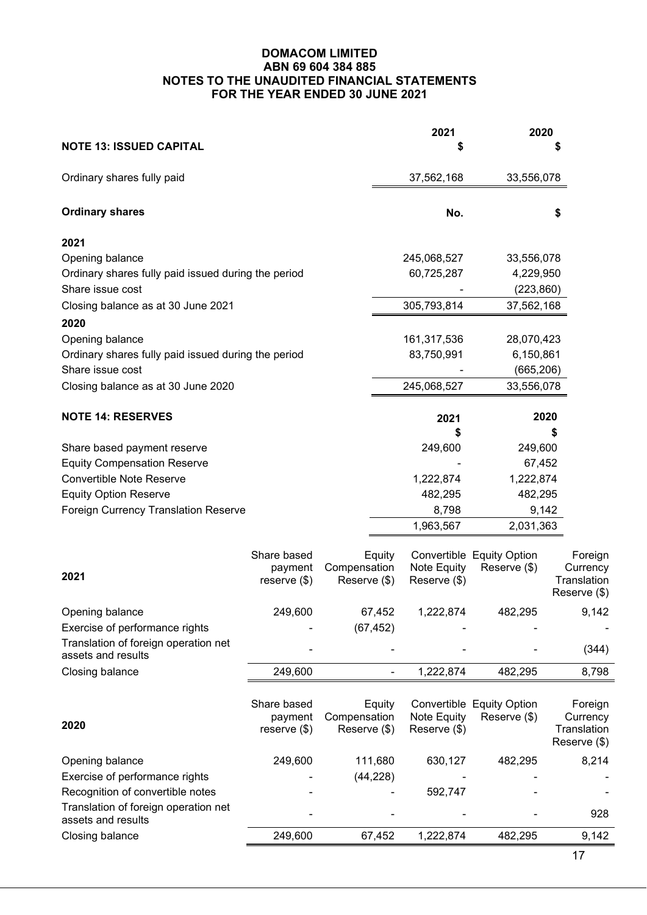**DOMACOM LIMITED**
**ABN 69 604 384 885**
**NOTES TO THE UNAUDITED FINANCIAL STATEMENTS**
**FOR THE YEAR ENDED 30 JUNE 2021**

## NOTE 13: ISSUED CAPITAL

| | 2021 $ | 2020 $ |
|---|---|---|
| Ordinary shares fully paid | 37,562,168 | 33,556,078 |

| **Ordinary shares** | **No.** | **$** |
|---|---|---|
| **2021** | | |
| Opening balance | 245,068,527 | 33,556,078 |
| Ordinary shares fully paid issued during the period | 60,725,287 | 4,229,950 |
| Share issue cost | - | (223,860) |
| Closing balance as at 30 June 2021 | 305,793,814 | 37,562,168 |
| **2020** | | |
| Opening balance | 161,317,536 | 28,070,423 |
| Ordinary shares fully paid issued during the period | 83,750,991 | 6,150,861 |
| Share issue cost | - | (665,206) |
| Closing balance as at 30 June 2020 | 245,068,527 | 33,556,078 |

## NOTE 14: RESERVES

| | 2021 $ | 2020 $ |
|---|---|---|
| Share based payment reserve | 249,600 | 249,600 |
| Equity Compensation Reserve | - | 67,452 |
| Convertible Note Reserve | 1,222,874 | 1,222,874 |
| Equity Option Reserve | 482,295 | 482,295 |
| Foreign Currency Translation Reserve | 8,798 | 9,142 |
| | 1,963,567 | 2,031,363 |

| 2021 | Share based payment reserve ($) | Equity Compensation Reserve ($) | Convertible Note Equity Reserve ($) | Equity Option Reserve ($) | Foreign Currency Translation Reserve ($) |
|---|---|---|---|---|---|
| Opening balance | 249,600 | 67,452 | 1,222,874 | 482,295 | 9,142 |
| Exercise of performance rights | - | (67,452) | - | - | - |
| Translation of foreign operation net assets and results | - | - | - | - | (344) |
| Closing balance | 249,600 | - | 1,222,874 | 482,295 | 8,798 |

| 2020 | Share based payment reserve ($) | Equity Compensation Reserve ($) | Convertible Note Equity Reserve ($) | Equity Option Reserve ($) | Foreign Currency Translation Reserve ($) |
|---|---|---|---|---|---|
| Opening balance | 249,600 | 111,680 | 630,127 | 482,295 | 8,214 |
| Exercise of performance rights | - | (44,228) | - | - | - |
| Recognition of convertible notes | - | - | 592,747 | - | - |
| Translation of foreign operation net assets and results | - | - | - | - | 928 |
| Closing balance | 249,600 | 67,452 | 1,222,874 | 482,295 | 9,142 |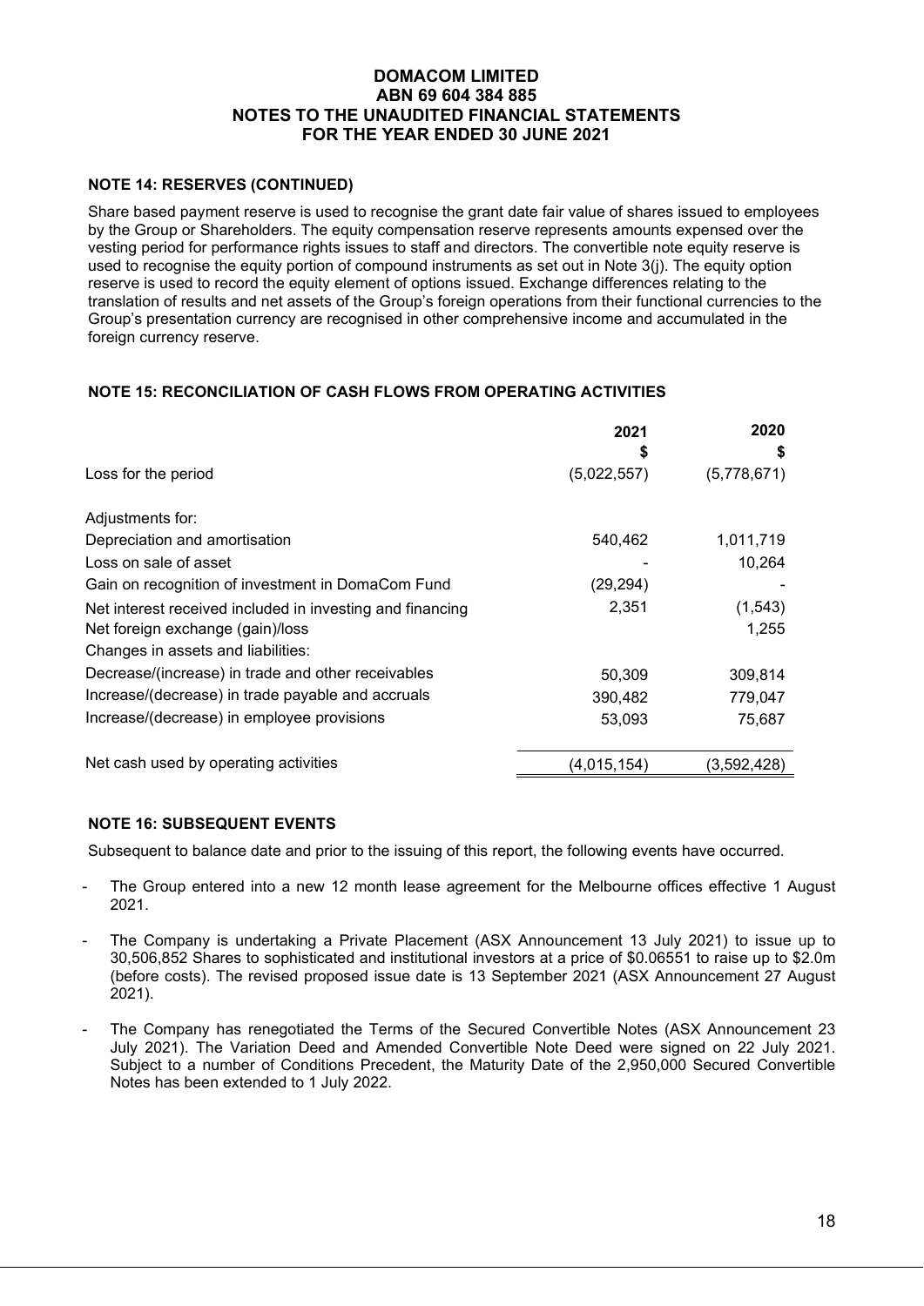**DOMACOM LIMITED**
**ABN 69 604 384 885**
**NOTES TO THE UNAUDITED FINANCIAL STATEMENTS**
**FOR THE YEAR ENDED 30 JUNE 2021**

### NOTE 14: RESERVES (CONTINUED)

Share based payment reserve is used to recognise the grant date fair value of shares issued to employees by the Group or Shareholders. The equity compensation reserve represents amounts expensed over the vesting period for performance rights issues to staff and directors. The convertible note equity reserve is used to recognise the equity portion of compound instruments as set out in Note 3(j). The equity option reserve is used to record the equity element of options issued. Exchange differences relating to the translation of results and net assets of the Group's foreign operations from their functional currencies to the Group's presentation currency are recognised in other comprehensive income and accumulated in the foreign currency reserve.

### NOTE 15: RECONCILIATION OF CASH FLOWS FROM OPERATING ACTIVITIES

| | 2021 $ | 2020 $ |
|---|---|---|
| Loss for the period | (5,022,557) | (5,778,671) |
| Adjustments for: | | |
| Depreciation and amortisation | 540,462 | 1,011,719 |
| Loss on sale of asset | - | 10,264 |
| Gain on recognition of investment in DomaCom Fund | (29,294) | - |
| Net interest received included in investing and financing | 2,351 | (1,543) |
| Net foreign exchange (gain)/loss | | 1,255 |
| Changes in assets and liabilities: | | |
| Decrease/(increase) in trade and other receivables | 50,309 | 309,814 |
| Increase/(decrease) in trade payable and accruals | 390,482 | 779,047 |
| Increase/(decrease) in employee provisions | 53,093 | 75,687 |
| Net cash used by operating activities | (4,015,154) | (3,592,428) |

### NOTE 16: SUBSEQUENT EVENTS

Subsequent to balance date and prior to the issuing of this report, the following events have occurred.

- The Group entered into a new 12 month lease agreement for the Melbourne offices effective 1 August 2021.
- The Company is undertaking a Private Placement (ASX Announcement 13 July 2021) to issue up to 30,506,852 Shares to sophisticated and institutional investors at a price of $0.06551 to raise up to $2.0m (before costs). The revised proposed issue date is 13 September 2021 (ASX Announcement 27 August 2021).
- The Company has renegotiated the Terms of the Secured Convertible Notes (ASX Announcement 23 July 2021). The Variation Deed and Amended Convertible Note Deed were signed on 22 July 2021. Subject to a number of Conditions Precedent, the Maturity Date of the 2,950,000 Secured Convertible Notes has been extended to 1 July 2022.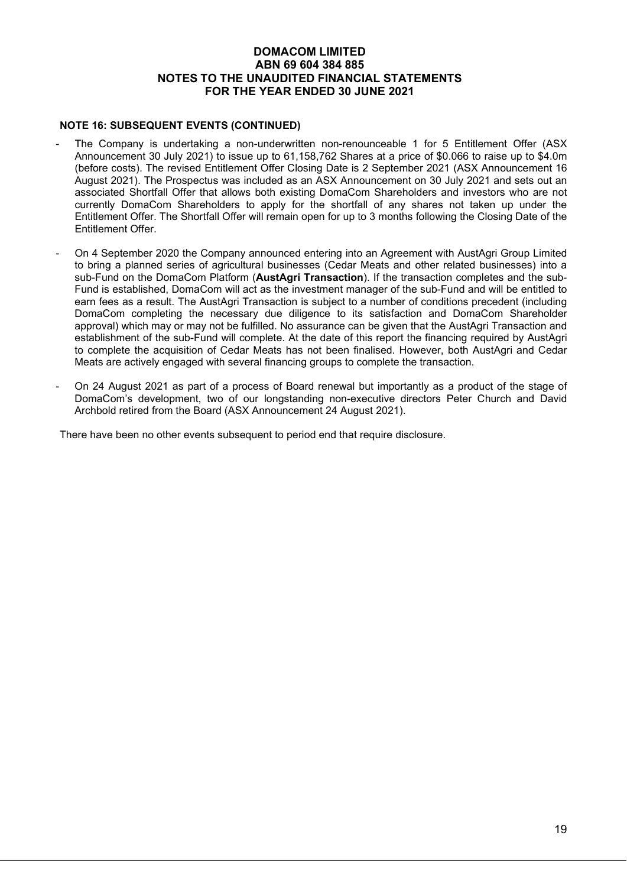## NOTE 16: SUBSEQUENT EVENTS (CONTINUED)

- The Company is undertaking a non-underwritten non-renounceable 1 for 5 Entitlement Offer (ASX Announcement 30 July 2021) to issue up to 61,158,762 Shares at a price of $0.066 to raise up to $4.0m (before costs). The revised Entitlement Offer Closing Date is 2 September 2021 (ASX Announcement 16 August 2021). The Prospectus was included as an ASX Announcement on 30 July 2021 and sets out an associated Shortfall Offer that allows both existing DomaCom Shareholders and investors who are not currently DomaCom Shareholders to apply for the shortfall of any shares not taken up under the Entitlement Offer. The Shortfall Offer will remain open for up to 3 months following the Closing Date of the Entitlement Offer.
- On 4 September 2020 the Company announced entering into an Agreement with AustAgri Group Limited to bring a planned series of agricultural businesses (Cedar Meats and other related businesses) into a sub-Fund on the DomaCom Platform (**AustAgri Transaction**). If the transaction completes and the sub-Fund is established, DomaCom will act as the investment manager of the sub-Fund and will be entitled to earn fees as a result. The AustAgri Transaction is subject to a number of conditions precedent (including DomaCom completing the necessary due diligence to its satisfaction and DomaCom Shareholder approval) which may or may not be fulfilled. No assurance can be given that the AustAgri Transaction and establishment of the sub-Fund will complete. At the date of this report the financing required by AustAgri to complete the acquisition of Cedar Meats has not been finalised. However, both AustAgri and Cedar Meats are actively engaged with several financing groups to complete the transaction.
- On 24 August 2021 as part of a process of Board renewal but importantly as a product of the stage of DomaCom's development, two of our longstanding non-executive directors Peter Church and David Archbold retired from the Board (ASX Announcement 24 August 2021).

There have been no other events subsequent to period end that require disclosure.